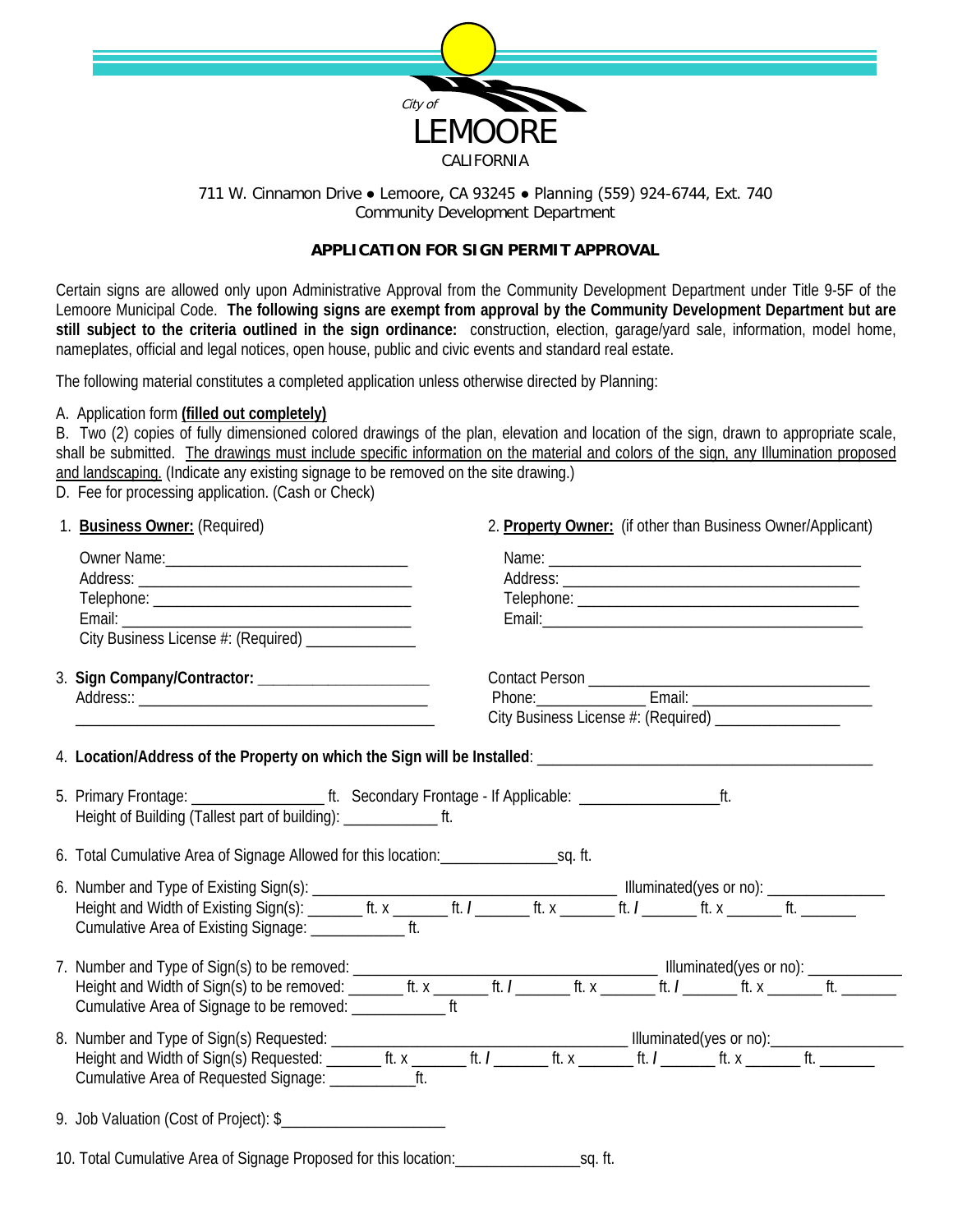City of
# LEMOORE
CALIFORNIA

711 W. Cinnamon Drive ● Lemoore, CA 93245 ● Planning (559) 924-6744, Ext. 740
Community Development Department

## APPLICATION FOR SIGN PERMIT APPROVAL

Certain signs are allowed only upon Administrative Approval from the Community Development Department under Title 9-5F of the Lemoore Municipal Code. **The following signs are exempt from approval by the Community Development Department but are still subject to the criteria outlined in the sign ordinance:** construction, election, garage/yard sale, information, model home, nameplates, official and legal notices, open house, public and civic events and standard real estate.

The following material constitutes a completed application unless otherwise directed by Planning:

A. Application form **(filled out completely)**
B. Two (2) copies of fully dimensioned colored drawings of the plan, elevation and location of the sign, drawn to appropriate scale, shall be submitted. The drawings must include specific information on the material and colors of the sign, any Illumination proposed and landscaping. (Indicate any existing signage to be removed on the site drawing.)
D. Fee for processing application. (Cash or Check)

1. **Business Owner:** (Required)

   Owner Name:______________________________
   Address: __________________________________
   Telephone: ________________________________
   Email: ____________________________________
   City Business License #: (Required) _____________

2. **Property Owner:** (if other than Business Owner/Applicant)

   Name: _______________________________________
   Address: _____________________________________
   Telephone: ___________________________________
   Email:_______________________________________

3. **Sign Company/Contractor:** _____________________
   Address:: ____________________________________
   ____________________________________________

   Contact Person ___________________________________
   Phone:_____________ Email: ______________________
   City Business License #: (Required) _______________

4. **Location/Address of the Property on which the Sign will be Installed**: ________________________________________

5. Primary Frontage: _______________ ft. Secondary Frontage - If Applicable: ________________ft.
   Height of Building (Tallest part of building): ___________ ft.

6. Total Cumulative Area of Signage Allowed for this location:_____________sq. ft.

6. Number and Type of Existing Sign(s): ____________________________________ Illuminated(yes or no): ______________
   Height and Width of Existing Sign(s): _______ ft. x _______ ft. **/** _______ ft. x _______ ft. **/** _______ ft. x _______ ft. _______
   Cumulative Area of Existing Signage: ___________ ft.

7. Number and Type of Sign(s) to be removed: ___________________________________ Illuminated(yes or no): ___________
   Height and Width of Sign(s) to be removed: _______ ft. x _______ ft. **/** _______ ft. x _______ ft. **/** _______ ft. x _______ ft. _______
   Cumulative Area of Signage to be removed: ___________ ft

8. Number and Type of Sign(s) Requested: ___________________________________ Illuminated(yes or no):_______________
   Height and Width of Sign(s) Requested: _______ ft. x _______ ft. **/** _______ ft. x _______ ft. **/** _______ ft. x _______ ft. _______
   Cumulative Area of Requested Signage: __________ft.

9. Job Valuation (Cost of Project): $____________________

10. Total Cumulative Area of Signage Proposed for this location:______________sq. ft.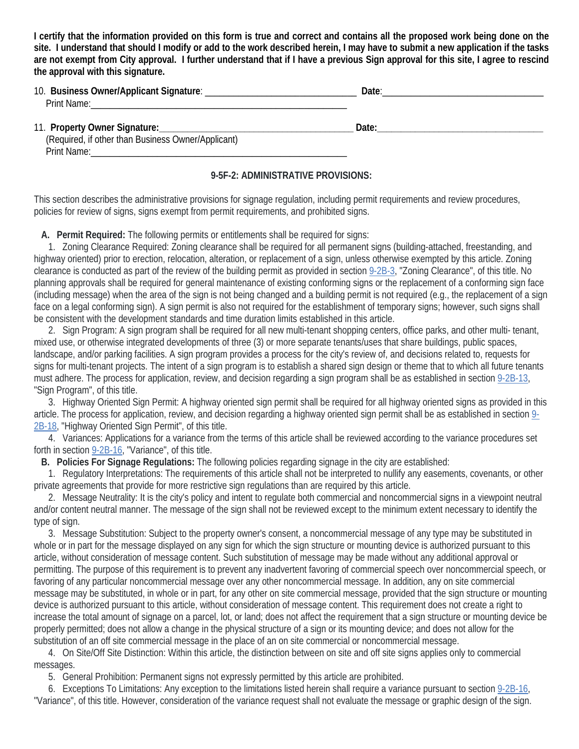**I certify that the information provided on this form is true and correct and contains all the proposed work being done on the site. I understand that should I modify or add to the work described herein, I may have to submit a new application if the tasks are not exempt from City approval. I further understand that if I have a previous Sign approval for this site, I agree to rescind the approval with this signature.**

10. **Business Owner/Applicant Signature**: ______________________________ **Date**:______________________________
 Print Name:______________________________________________________

11. **Property Owner Signature:**______________________________________ **Date:**______________________________
 (Required, if other than Business Owner/Applicant)
 Print Name:______________________________________________________

### 9-5F-2: ADMINISTRATIVE PROVISIONS:

This section describes the administrative provisions for signage regulation, including permit requirements and review procedures, policies for review of signs, signs exempt from permit requirements, and prohibited signs.

**A. Permit Required:** The following permits or entitlements shall be required for signs:

1. Zoning Clearance Required: Zoning clearance shall be required for all permanent signs (building-attached, freestanding, and highway oriented) prior to erection, relocation, alteration, or replacement of a sign, unless otherwise exempted by this article. Zoning clearance is conducted as part of the review of the building permit as provided in section 9-2B-3, "Zoning Clearance", of this title. No planning approvals shall be required for general maintenance of existing conforming signs or the replacement of a conforming sign face (including message) when the area of the sign is not being changed and a building permit is not required (e.g., the replacement of a sign face on a legal conforming sign). A sign permit is also not required for the establishment of temporary signs; however, such signs shall be consistent with the development standards and time duration limits established in this article.

2. Sign Program: A sign program shall be required for all new multi-tenant shopping centers, office parks, and other multi- tenant, mixed use, or otherwise integrated developments of three (3) or more separate tenants/uses that share buildings, public spaces, landscape, and/or parking facilities. A sign program provides a process for the city's review of, and decisions related to, requests for signs for multi-tenant projects. The intent of a sign program is to establish a shared sign design or theme that to which all future tenants must adhere. The process for application, review, and decision regarding a sign program shall be as established in section 9-2B-13, "Sign Program", of this title.

3. Highway Oriented Sign Permit: A highway oriented sign permit shall be required for all highway oriented signs as provided in this article. The process for application, review, and decision regarding a highway oriented sign permit shall be as established in section 9-2B-18, "Highway Oriented Sign Permit", of this title.

4. Variances: Applications for a variance from the terms of this article shall be reviewed according to the variance procedures set forth in section 9-2B-16, "Variance", of this title.

**B. Policies For Signage Regulations:** The following policies regarding signage in the city are established:

1. Regulatory Interpretations: The requirements of this article shall not be interpreted to nullify any easements, covenants, or other private agreements that provide for more restrictive sign regulations than are required by this article.

2. Message Neutrality: It is the city's policy and intent to regulate both commercial and noncommercial signs in a viewpoint neutral and/or content neutral manner. The message of the sign shall not be reviewed except to the minimum extent necessary to identify the type of sign.

3. Message Substitution: Subject to the property owner's consent, a noncommercial message of any type may be substituted in whole or in part for the message displayed on any sign for which the sign structure or mounting device is authorized pursuant to this article, without consideration of message content. Such substitution of message may be made without any additional approval or permitting. The purpose of this requirement is to prevent any inadvertent favoring of commercial speech over noncommercial speech, or favoring of any particular noncommercial message over any other noncommercial message. In addition, any on site commercial message may be substituted, in whole or in part, for any other on site commercial message, provided that the sign structure or mounting device is authorized pursuant to this article, without consideration of message content. This requirement does not create a right to increase the total amount of signage on a parcel, lot, or land; does not affect the requirement that a sign structure or mounting device be properly permitted; does not allow a change in the physical structure of a sign or its mounting device; and does not allow for the substitution of an off site commercial message in the place of an on site commercial or noncommercial message.

4. On Site/Off Site Distinction: Within this article, the distinction between on site and off site signs applies only to commercial messages.

5. General Prohibition: Permanent signs not expressly permitted by this article are prohibited.

6. Exceptions To Limitations: Any exception to the limitations listed herein shall require a variance pursuant to section 9-2B-16, "Variance", of this title. However, consideration of the variance request shall not evaluate the message or graphic design of the sign.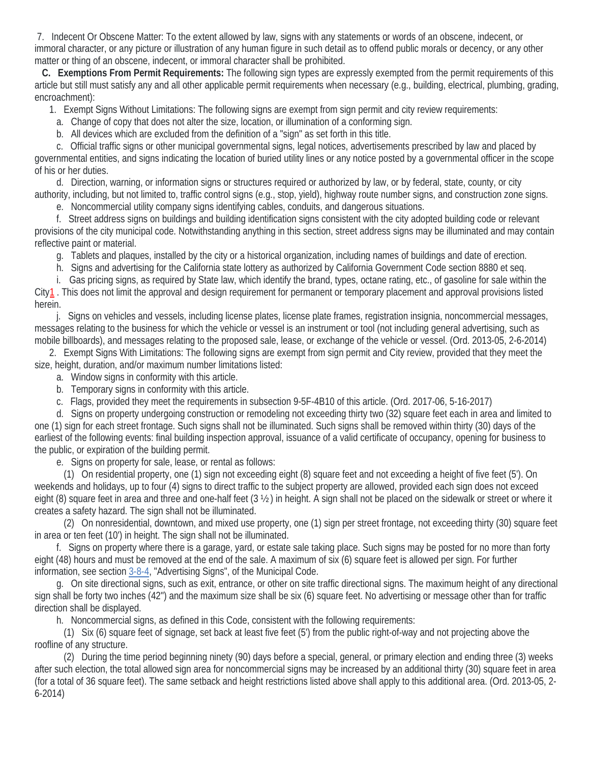7. Indecent Or Obscene Matter: To the extent allowed by law, signs with any statements or words of an obscene, indecent, or immoral character, or any picture or illustration of any human figure in such detail as to offend public morals or decency, or any other matter or thing of an obscene, indecent, or immoral character shall be prohibited.

**C. Exemptions From Permit Requirements:** The following sign types are expressly exempted from the permit requirements of this article but still must satisfy any and all other applicable permit requirements when necessary (e.g., building, electrical, plumbing, grading, encroachment):

1. Exempt Signs Without Limitations: The following signs are exempt from sign permit and city review requirements:

a. Change of copy that does not alter the size, location, or illumination of a conforming sign.

b. All devices which are excluded from the definition of a "sign" as set forth in this title.

c. Official traffic signs or other municipal governmental signs, legal notices, advertisements prescribed by law and placed by governmental entities, and signs indicating the location of buried utility lines or any notice posted by a governmental officer in the scope of his or her duties.

d. Direction, warning, or information signs or structures required or authorized by law, or by federal, state, county, or city authority, including, but not limited to, traffic control signs (e.g., stop, yield), highway route number signs, and construction zone signs.

e. Noncommercial utility company signs identifying cables, conduits, and dangerous situations.

f. Street address signs on buildings and building identification signs consistent with the city adopted building code or relevant provisions of the city municipal code. Notwithstanding anything in this section, street address signs may be illuminated and may contain reflective paint or material.

g. Tablets and plaques, installed by the city or a historical organization, including names of buildings and date of erection.

h. Signs and advertising for the California state lottery as authorized by California Government Code section 8880 et seq.

i. Gas pricing signs, as required by State law, which identify the brand, types, octane rating, etc., of gasoline for sale within the City[1] . This does not limit the approval and design requirement for permanent or temporary placement and approval provisions listed herein.

j. Signs on vehicles and vessels, including license plates, license plate frames, registration insignia, noncommercial messages, messages relating to the business for which the vehicle or vessel is an instrument or tool (not including general advertising, such as mobile billboards), and messages relating to the proposed sale, lease, or exchange of the vehicle or vessel. (Ord. 2013-05, 2-6-2014)

2. Exempt Signs With Limitations: The following signs are exempt from sign permit and City review, provided that they meet the size, height, duration, and/or maximum number limitations listed:

a. Window signs in conformity with this article.

b. Temporary signs in conformity with this article.

c. Flags, provided they meet the requirements in subsection 9-5F-4B10 of this article. (Ord. 2017-06, 5-16-2017)

d. Signs on property undergoing construction or remodeling not exceeding thirty two (32) square feet each in area and limited to one (1) sign for each street frontage. Such signs shall not be illuminated. Such signs shall be removed within thirty (30) days of the earliest of the following events: final building inspection approval, issuance of a valid certificate of occupancy, opening for business to the public, or expiration of the building permit.

e. Signs on property for sale, lease, or rental as follows:

(1) On residential property, one (1) sign not exceeding eight (8) square feet and not exceeding a height of five feet (5'). On weekends and holidays, up to four (4) signs to direct traffic to the subject property are allowed, provided each sign does not exceed eight (8) square feet in area and three and one-half feet (3 ½ ) in height. A sign shall not be placed on the sidewalk or street or where it creates a safety hazard. The sign shall not be illuminated.

(2) On nonresidential, downtown, and mixed use property, one (1) sign per street frontage, not exceeding thirty (30) square feet in area or ten feet (10') in height. The sign shall not be illuminated.

f. Signs on property where there is a garage, yard, or estate sale taking place. Such signs may be posted for no more than forty eight (48) hours and must be removed at the end of the sale. A maximum of six (6) square feet is allowed per sign. For further information, see section 3-8-4, "Advertising Signs", of the Municipal Code.

g. On site directional signs, such as exit, entrance, or other on site traffic directional signs. The maximum height of any directional sign shall be forty two inches (42") and the maximum size shall be six (6) square feet. No advertising or message other than for traffic direction shall be displayed.

h. Noncommercial signs, as defined in this Code, consistent with the following requirements:

(1) Six (6) square feet of signage, set back at least five feet (5') from the public right-of-way and not projecting above the roofline of any structure.

(2) During the time period beginning ninety (90) days before a special, general, or primary election and ending three (3) weeks after such election, the total allowed sign area for noncommercial signs may be increased by an additional thirty (30) square feet in area (for a total of 36 square feet). The same setback and height restrictions listed above shall apply to this additional area. (Ord. 2013-05, 2-6-2014)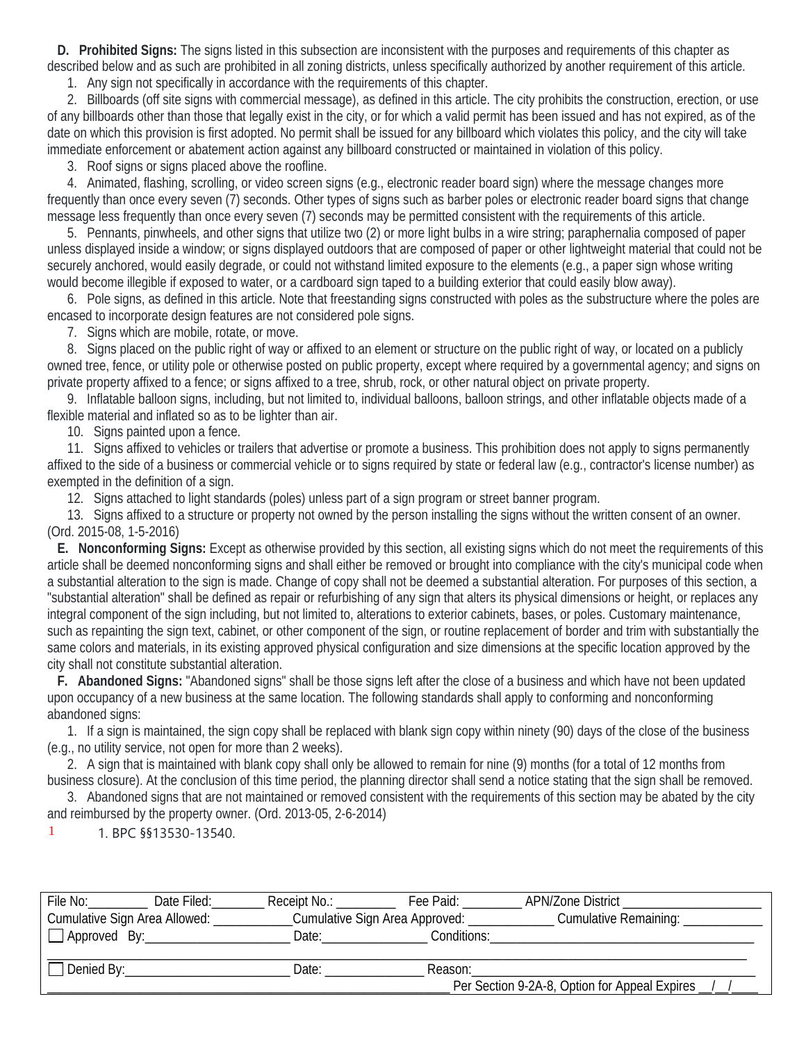**D. Prohibited Signs:** The signs listed in this subsection are inconsistent with the purposes and requirements of this chapter as described below and as such are prohibited in all zoning districts, unless specifically authorized by another requirement of this article.

1. Any sign not specifically in accordance with the requirements of this chapter.

2. Billboards (off site signs with commercial message), as defined in this article. The city prohibits the construction, erection, or use of any billboards other than those that legally exist in the city, or for which a valid permit has been issued and has not expired, as of the date on which this provision is first adopted. No permit shall be issued for any billboard which violates this policy, and the city will take immediate enforcement or abatement action against any billboard constructed or maintained in violation of this policy.

3. Roof signs or signs placed above the roofline.

4. Animated, flashing, scrolling, or video screen signs (e.g., electronic reader board sign) where the message changes more frequently than once every seven (7) seconds. Other types of signs such as barber poles or electronic reader board signs that change message less frequently than once every seven (7) seconds may be permitted consistent with the requirements of this article.

5. Pennants, pinwheels, and other signs that utilize two (2) or more light bulbs in a wire string; paraphernalia composed of paper unless displayed inside a window; or signs displayed outdoors that are composed of paper or other lightweight material that could not be securely anchored, would easily degrade, or could not withstand limited exposure to the elements (e.g., a paper sign whose writing would become illegible if exposed to water, or a cardboard sign taped to a building exterior that could easily blow away).

6. Pole signs, as defined in this article. Note that freestanding signs constructed with poles as the substructure where the poles are encased to incorporate design features are not considered pole signs.

7. Signs which are mobile, rotate, or move.

8. Signs placed on the public right of way or affixed to an element or structure on the public right of way, or located on a publicly owned tree, fence, or utility pole or otherwise posted on public property, except where required by a governmental agency; and signs on private property affixed to a fence; or signs affixed to a tree, shrub, rock, or other natural object on private property.

9. Inflatable balloon signs, including, but not limited to, individual balloons, balloon strings, and other inflatable objects made of a flexible material and inflated so as to be lighter than air.

10. Signs painted upon a fence.

11. Signs affixed to vehicles or trailers that advertise or promote a business. This prohibition does not apply to signs permanently affixed to the side of a business or commercial vehicle or to signs required by state or federal law (e.g., contractor's license number) as exempted in the definition of a sign.

12. Signs attached to light standards (poles) unless part of a sign program or street banner program.

13. Signs affixed to a structure or property not owned by the person installing the signs without the written consent of an owner. (Ord. 2015-08, 1-5-2016)

**E. Nonconforming Signs:** Except as otherwise provided by this section, all existing signs which do not meet the requirements of this article shall be deemed nonconforming signs and shall either be removed or brought into compliance with the city's municipal code when a substantial alteration to the sign is made. Change of copy shall not be deemed a substantial alteration. For purposes of this section, a "substantial alteration" shall be defined as repair or refurbishing of any sign that alters its physical dimensions or height, or replaces any integral component of the sign including, but not limited to, alterations to exterior cabinets, bases, or poles. Customary maintenance, such as repainting the sign text, cabinet, or other component of the sign, or routine replacement of border and trim with substantially the same colors and materials, in its existing approved physical configuration and size dimensions at the specific location approved by the city shall not constitute substantial alteration.

**F. Abandoned Signs:** "Abandoned signs" shall be those signs left after the close of a business and which have not been updated upon occupancy of a new business at the same location. The following standards shall apply to conforming and nonconforming abandoned signs:

1. If a sign is maintained, the sign copy shall be replaced with blank sign copy within ninety (90) days of the close of the business (e.g., no utility service, not open for more than 2 weeks).

2. A sign that is maintained with blank copy shall only be allowed to remain for nine (9) months (for a total of 12 months from business closure). At the conclusion of this time period, the planning director shall send a notice stating that the sign shall be removed.

3. Abandoned signs that are not maintained or removed consistent with the requirements of this section may be abated by the city and reimbursed by the property owner. (Ord. 2013-05, 2-6-2014)

[1] 1. BPC §§13530-13540.

File No:_________ Date Filed:________ Receipt No.: _________ Fee Paid: _________ APN/Zone District ______________________

Cumulative Sign Area Allowed: ____________ Cumulative Sign Area Approved: _____________ Cumulative Remaining: ____________

☐ Approved By:______________________ Date:________________ Conditions:_________________________________________

☐ Denied By:_________________________ Date: _______________ Reason:____________________________________________

_________________________________________________________________ Per Section 9-2A-8, Option for Appeal Expires __/__/____